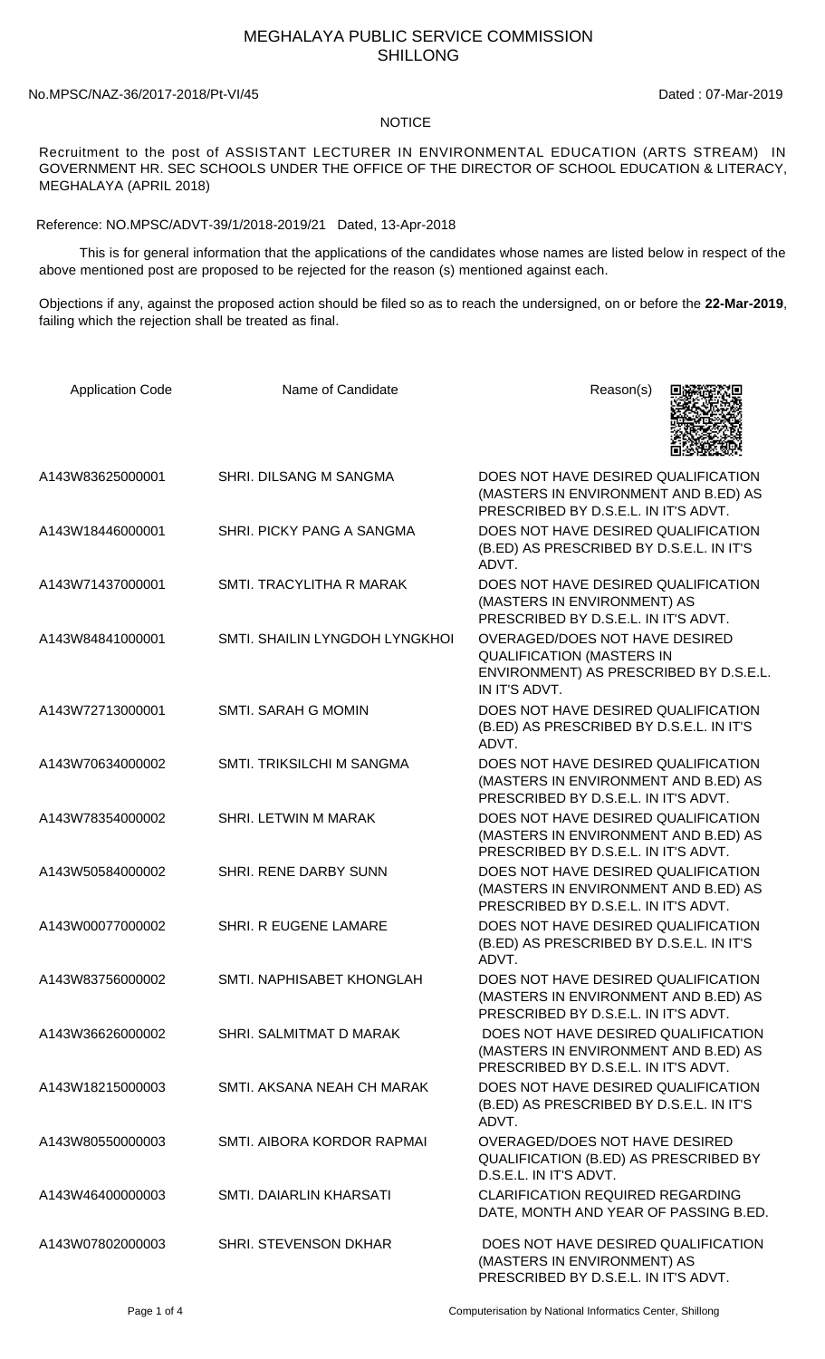# MEGHALAYA PUBLIC SERVICE COMMISSION
## SHILLONG

No.MPSC/NAZ-36/2017-2018/Pt-VI/45 Dated : 07-Mar-2019

**NOTICE**

Recruitment to the post of ASSISTANT LECTURER IN ENVIRONMENTAL EDUCATION (ARTS STREAM) IN GOVERNMENT HR. SEC SCHOOLS UNDER THE OFFICE OF THE DIRECTOR OF SCHOOL EDUCATION & LITERACY, MEGHALAYA (APRIL 2018)

Reference: NO.MPSC/ADVT-39/1/2018-2019/21 Dated, 13-Apr-2018

This is for general information that the applications of the candidates whose names are listed below in respect of the above mentioned post are proposed to be rejected for the reason (s) mentioned against each.

Objections if any, against the proposed action should be filed so as to reach the undersigned, on or before the **22-Mar-2019**, failing which the rejection shall be treated as final.

| Application Code | Name of Candidate | Reason(s) |
|---|---|---|
| A143W83625000001 | SHRI. DILSANG M SANGMA | DOES NOT HAVE DESIRED QUALIFICATION (MASTERS IN ENVIRONMENT AND B.ED) AS PRESCRIBED BY D.S.E.L. IN IT'S ADVT. |
| A143W18446000001 | SHRI. PICKY PANG A SANGMA | DOES NOT HAVE DESIRED QUALIFICATION (B.ED) AS PRESCRIBED BY D.S.E.L. IN IT'S ADVT. |
| A143W71437000001 | SMTI. TRACYLITHA R MARAK | DOES NOT HAVE DESIRED QUALIFICATION (MASTERS IN ENVIRONMENT) AS PRESCRIBED BY D.S.E.L. IN IT'S ADVT. |
| A143W84841000001 | SMTI. SHAILIN LYNGDOH LYNGKHOI | OVERAGED/DOES NOT HAVE DESIRED QUALIFICATION (MASTERS IN ENVIRONMENT) AS PRESCRIBED BY D.S.E.L. IN IT'S ADVT. |
| A143W72713000001 | SMTI. SARAH G MOMIN | DOES NOT HAVE DESIRED QUALIFICATION (B.ED) AS PRESCRIBED BY D.S.E.L. IN IT'S ADVT. |
| A143W70634000002 | SMTI. TRIKSILCHI M SANGMA | DOES NOT HAVE DESIRED QUALIFICATION (MASTERS IN ENVIRONMENT AND B.ED) AS PRESCRIBED BY D.S.E.L. IN IT'S ADVT. |
| A143W78354000002 | SHRI. LETWIN M MARAK | DOES NOT HAVE DESIRED QUALIFICATION (MASTERS IN ENVIRONMENT AND B.ED) AS PRESCRIBED BY D.S.E.L. IN IT'S ADVT. |
| A143W50584000002 | SHRI. RENE DARBY SUNN | DOES NOT HAVE DESIRED QUALIFICATION (MASTERS IN ENVIRONMENT AND B.ED) AS PRESCRIBED BY D.S.E.L. IN IT'S ADVT. |
| A143W00077000002 | SHRI. R EUGENE LAMARE | DOES NOT HAVE DESIRED QUALIFICATION (B.ED) AS PRESCRIBED BY D.S.E.L. IN IT'S ADVT. |
| A143W83756000002 | SMTI. NAPHISABET KHONGLAH | DOES NOT HAVE DESIRED QUALIFICATION (MASTERS IN ENVIRONMENT AND B.ED) AS PRESCRIBED BY D.S.E.L. IN IT'S ADVT. |
| A143W36626000002 | SHRI. SALMITMAT D MARAK | DOES NOT HAVE DESIRED QUALIFICATION (MASTERS IN ENVIRONMENT AND B.ED) AS PRESCRIBED BY D.S.E.L. IN IT'S ADVT. |
| A143W18215000003 | SMTI. AKSANA NEAH CH MARAK | DOES NOT HAVE DESIRED QUALIFICATION (B.ED) AS PRESCRIBED BY D.S.E.L. IN IT'S ADVT. |
| A143W80550000003 | SMTI. AIBORA KORDOR RAPMAI | OVERAGED/DOES NOT HAVE DESIRED QUALIFICATION (B.ED) AS PRESCRIBED BY D.S.E.L. IN IT'S ADVT. |
| A143W46400000003 | SMTI. DAIARLIN KHARSATI | CLARIFICATION REQUIRED REGARDING DATE, MONTH AND YEAR OF PASSING B.ED. |
| A143W07802000003 | SHRI. STEVENSON DKHAR | DOES NOT HAVE DESIRED QUALIFICATION (MASTERS IN ENVIRONMENT) AS PRESCRIBED BY D.S.E.L. IN IT'S ADVT. |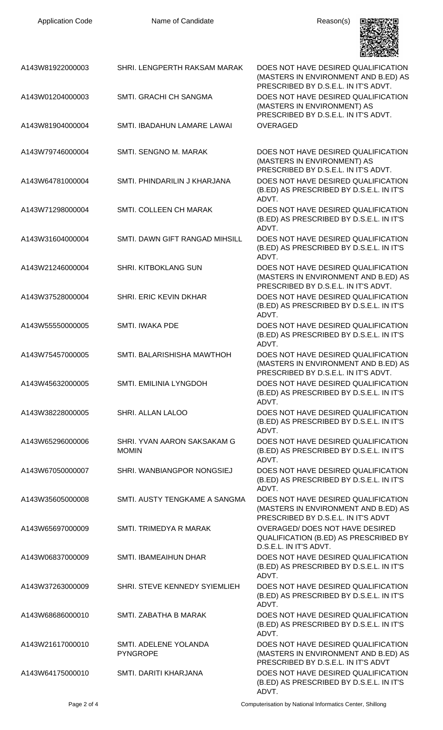| Application Code | Name of Candidate | Reason(s) |
| --- | --- | --- |
| A143W81922000003 | SHRI. LENGPERTH RAKSAM MARAK | DOES NOT HAVE DESIRED QUALIFICATION (MASTERS IN ENVIRONMENT AND B.ED) AS PRESCRIBED BY D.S.E.L. IN IT'S ADVT. |
| A143W01204000003 | SMTI. GRACHI CH SANGMA | DOES NOT HAVE DESIRED QUALIFICATION (MASTERS IN ENVIRONMENT) AS PRESCRIBED BY D.S.E.L. IN IT'S ADVT. |
| A143W81904000004 | SMTI. IBADAHUN LAMARE LAWAI | OVERAGED |
| A143W79746000004 | SMTI. SENGNO M. MARAK | DOES NOT HAVE DESIRED QUALIFICATION (MASTERS IN ENVIRONMENT) AS PRESCRIBED BY D.S.E.L. IN IT'S ADVT. |
| A143W64781000004 | SMTI. PHINDARILIN J KHARJANA | DOES NOT HAVE DESIRED QUALIFICATION (B.ED) AS PRESCRIBED BY D.S.E.L. IN IT'S ADVT. |
| A143W71298000004 | SMTI. COLLEEN CH MARAK | DOES NOT HAVE DESIRED QUALIFICATION (B.ED) AS PRESCRIBED BY D.S.E.L. IN IT'S ADVT. |
| A143W31604000004 | SMTI. DAWN GIFT RANGAD MIHSILL | DOES NOT HAVE DESIRED QUALIFICATION (B.ED) AS PRESCRIBED BY D.S.E.L. IN IT'S ADVT. |
| A143W21246000004 | SHRI. KITBOKLANG SUN | DOES NOT HAVE DESIRED QUALIFICATION (MASTERS IN ENVIRONMENT AND B.ED) AS PRESCRIBED BY D.S.E.L. IN IT'S ADVT. |
| A143W37528000004 | SHRI. ERIC KEVIN DKHAR | DOES NOT HAVE DESIRED QUALIFICATION (B.ED) AS PRESCRIBED BY D.S.E.L. IN IT'S ADVT. |
| A143W55550000005 | SMTI. IWAKA PDE | DOES NOT HAVE DESIRED QUALIFICATION (B.ED) AS PRESCRIBED BY D.S.E.L. IN IT'S ADVT. |
| A143W75457000005 | SMTI. BALARISHISHA MAWTHOH | DOES NOT HAVE DESIRED QUALIFICATION (MASTERS IN ENVIRONMENT AND B.ED) AS PRESCRIBED BY D.S.E.L. IN IT'S ADVT. |
| A143W45632000005 | SMTI. EMILINIA LYNGDOH | DOES NOT HAVE DESIRED QUALIFICATION (B.ED) AS PRESCRIBED BY D.S.E.L. IN IT'S ADVT. |
| A143W38228000005 | SHRI. ALLAN LALOO | DOES NOT HAVE DESIRED QUALIFICATION (B.ED) AS PRESCRIBED BY D.S.E.L. IN IT'S ADVT. |
| A143W65296000006 | SHRI. YVAN AARON SAKSAKAM G MOMIN | DOES NOT HAVE DESIRED QUALIFICATION (B.ED) AS PRESCRIBED BY D.S.E.L. IN IT'S ADVT. |
| A143W67050000007 | SHRI. WANBIANGPOR NONGSIEJ | DOES NOT HAVE DESIRED QUALIFICATION (B.ED) AS PRESCRIBED BY D.S.E.L. IN IT'S ADVT. |
| A143W35605000008 | SMTI. AUSTY TENGKAME A SANGMA | DOES NOT HAVE DESIRED QUALIFICATION (MASTERS IN ENVIRONMENT AND B.ED) AS PRESCRIBED BY D.S.E.L. IN IT'S ADVT |
| A143W65697000009 | SMTI. TRIMEDYA R MARAK | OVERAGED/ DOES NOT HAVE DESIRED QUALIFICATION (B.ED) AS PRESCRIBED BY D.S.E.L. IN IT'S ADVT. |
| A143W06837000009 | SMTI. IBAMEAIHUN DHAR | DOES NOT HAVE DESIRED QUALIFICATION (B.ED) AS PRESCRIBED BY D.S.E.L. IN IT'S ADVT. |
| A143W37263000009 | SHRI. STEVE KENNEDY SYIEMLIEH | DOES NOT HAVE DESIRED QUALIFICATION (B.ED) AS PRESCRIBED BY D.S.E.L. IN IT'S ADVT. |
| A143W68686000010 | SMTI. ZABATHA B MARAK | DOES NOT HAVE DESIRED QUALIFICATION (B.ED) AS PRESCRIBED BY D.S.E.L. IN IT'S ADVT. |
| A143W21617000010 | SMTI. ADELENE YOLANDA PYNGROPE | DOES NOT HAVE DESIRED QUALIFICATION (MASTERS IN ENVIRONMENT AND B.ED) AS PRESCRIBED BY D.S.E.L. IN IT'S ADVT |
| A143W64175000010 | SMTI. DARITI KHARJANA | DOES NOT HAVE DESIRED QUALIFICATION (B.ED) AS PRESCRIBED BY D.S.E.L. IN IT'S ADVT. |

Computerisation by National Informatics Center, Shillong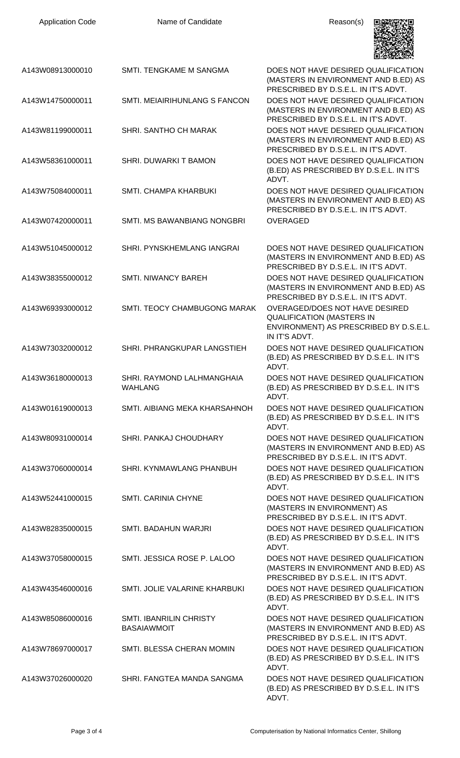| Application Code | Name of Candidate | Reason(s) |
| --- | --- | --- |
| A143W08913000010 | SMTI. TENGKAME M SANGMA | DOES NOT HAVE DESIRED QUALIFICATION (MASTERS IN ENVIRONMENT AND B.ED) AS PRESCRIBED BY D.S.E.L. IN IT'S ADVT. |
| A143W14750000011 | SMTI. MEIAIRIHUNLANG S FANCON | DOES NOT HAVE DESIRED QUALIFICATION (MASTERS IN ENVIRONMENT AND B.ED) AS PRESCRIBED BY D.S.E.L. IN IT'S ADVT. |
| A143W81199000011 | SHRI. SANTHO CH MARAK | DOES NOT HAVE DESIRED QUALIFICATION (MASTERS IN ENVIRONMENT AND B.ED) AS PRESCRIBED BY D.S.E.L. IN IT'S ADVT. |
| A143W58361000011 | SHRI. DUWARKI T BAMON | DOES NOT HAVE DESIRED QUALIFICATION (B.ED) AS PRESCRIBED BY D.S.E.L. IN IT'S ADVT. |
| A143W75084000011 | SMTI. CHAMPA KHARBUKI | DOES NOT HAVE DESIRED QUALIFICATION (MASTERS IN ENVIRONMENT AND B.ED) AS PRESCRIBED BY D.S.E.L. IN IT'S ADVT. |
| A143W07420000011 | SMTI. MS BAWANBIANG NONGBRI | OVERAGED |
| A143W51045000012 | SHRI. PYNSKHEMLANG IANGRAI | DOES NOT HAVE DESIRED QUALIFICATION (MASTERS IN ENVIRONMENT AND B.ED) AS PRESCRIBED BY D.S.E.L. IN IT'S ADVT. |
| A143W38355000012 | SMTI. NIWANCY BAREH | DOES NOT HAVE DESIRED QUALIFICATION (MASTERS IN ENVIRONMENT AND B.ED) AS PRESCRIBED BY D.S.E.L. IN IT'S ADVT. |
| A143W69393000012 | SMTI. TEOCY CHAMBUGONG MARAK | OVERAGED/DOES NOT HAVE DESIRED QUALIFICATION (MASTERS IN ENVIRONMENT) AS PRESCRIBED BY D.S.E.L. IN IT'S ADVT. |
| A143W73032000012 | SHRI. PHRANGKUPAR LANGSTIEH | DOES NOT HAVE DESIRED QUALIFICATION (B.ED) AS PRESCRIBED BY D.S.E.L. IN IT'S ADVT. |
| A143W36180000013 | SHRI. RAYMOND LALHMANGHAIA WAHLANG | DOES NOT HAVE DESIRED QUALIFICATION (B.ED) AS PRESCRIBED BY D.S.E.L. IN IT'S ADVT. |
| A143W01619000013 | SMTI. AIBIANG MEKA KHARSAHNOH | DOES NOT HAVE DESIRED QUALIFICATION (B.ED) AS PRESCRIBED BY D.S.E.L. IN IT'S ADVT. |
| A143W80931000014 | SHRI. PANKAJ CHOUDHARY | DOES NOT HAVE DESIRED QUALIFICATION (MASTERS IN ENVIRONMENT AND B.ED) AS PRESCRIBED BY D.S.E.L. IN IT'S ADVT. |
| A143W37060000014 | SHRI. KYNMAWLANG PHANBUH | DOES NOT HAVE DESIRED QUALIFICATION (B.ED) AS PRESCRIBED BY D.S.E.L. IN IT'S ADVT. |
| A143W52441000015 | SMTI. CARINIA CHYNE | DOES NOT HAVE DESIRED QUALIFICATION (MASTERS IN ENVIRONMENT) AS PRESCRIBED BY D.S.E.L. IN IT'S ADVT. |
| A143W82835000015 | SMTI. BADAHUN WARJRI | DOES NOT HAVE DESIRED QUALIFICATION (B.ED) AS PRESCRIBED BY D.S.E.L. IN IT'S ADVT. |
| A143W37058000015 | SMTI. JESSICA ROSE P. LALOO | DOES NOT HAVE DESIRED QUALIFICATION (MASTERS IN ENVIRONMENT AND B.ED) AS PRESCRIBED BY D.S.E.L. IN IT'S ADVT. |
| A143W43546000016 | SMTI. JOLIE VALARINE KHARBUKI | DOES NOT HAVE DESIRED QUALIFICATION (B.ED) AS PRESCRIBED BY D.S.E.L. IN IT'S ADVT. |
| A143W85086000016 | SMTI. IBANRILIN CHRISTY BASAIAWMOIT | DOES NOT HAVE DESIRED QUALIFICATION (MASTERS IN ENVIRONMENT AND B.ED) AS PRESCRIBED BY D.S.E.L. IN IT'S ADVT. |
| A143W78697000017 | SMTI. BLESSA CHERAN MOMIN | DOES NOT HAVE DESIRED QUALIFICATION (B.ED) AS PRESCRIBED BY D.S.E.L. IN IT'S ADVT. |
| A143W37026000020 | SHRI. FANGTEA MANDA SANGMA | DOES NOT HAVE DESIRED QUALIFICATION (B.ED) AS PRESCRIBED BY D.S.E.L. IN IT'S ADVT. |

Computerisation by National Informatics Center, Shillong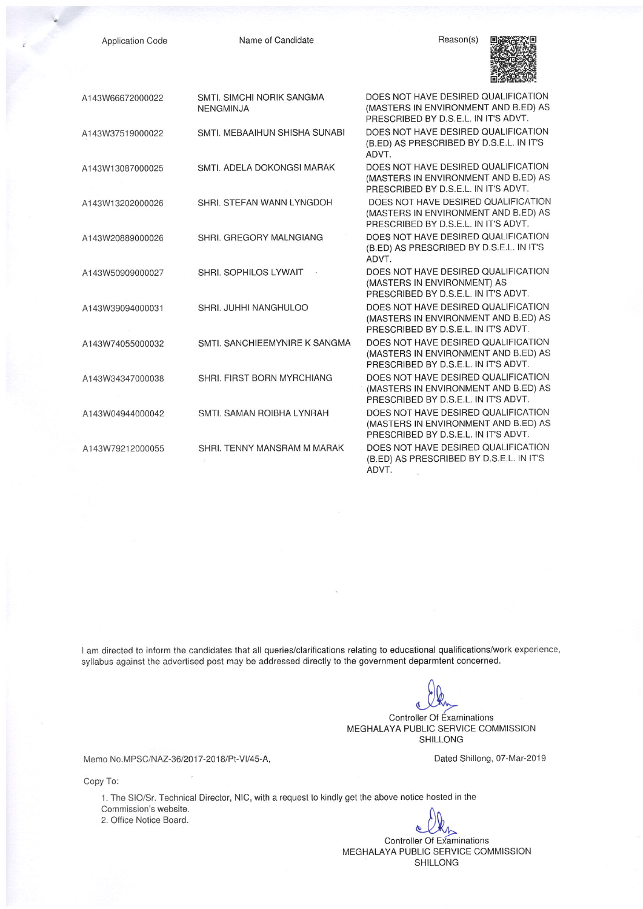| Application Code | Name of Candidate | Reason(s) |
|---|---|---|
| A143W66672000022 | SMTI. SIMCHI NORIK SANGMA NENGMINJA | DOES NOT HAVE DESIRED QUALIFICATION (MASTERS IN ENVIRONMENT AND B.ED) AS PRESCRIBED BY D.S.E.L. IN IT'S ADVT. |
| A143W37519000022 | SMTI. MEBAAIHUN SHISHA SUNABI | DOES NOT HAVE DESIRED QUALIFICATION (B.ED) AS PRESCRIBED BY D.S.E.L. IN IT'S ADVT. |
| A143W13087000025 | SMTI. ADELA DOKONGSI MARAK | DOES NOT HAVE DESIRED QUALIFICATION (MASTERS IN ENVIRONMENT AND B.ED) AS PRESCRIBED BY D.S.E.L. IN IT'S ADVT. |
| A143W13202000026 | SHRI. STEFAN WANN LYNGDOH | DOES NOT HAVE DESIRED QUALIFICATION (MASTERS IN ENVIRONMENT AND B.ED) AS PRESCRIBED BY D.S.E.L. IN IT'S ADVT. |
| A143W20889000026 | SHRI. GREGORY MALNGIANG | DOES NOT HAVE DESIRED QUALIFICATION (B.ED) AS PRESCRIBED BY D.S.E.L. IN IT'S ADVT. |
| A143W50909000027 | SHRI. SOPHILOS LYWAIT | DOES NOT HAVE DESIRED QUALIFICATION (MASTERS IN ENVIRONMENT) AS PRESCRIBED BY D.S.E.L. IN IT'S ADVT. |
| A143W39094000031 | SHRI. JUHHI NANGHULOO | DOES NOT HAVE DESIRED QUALIFICATION (MASTERS IN ENVIRONMENT AND B.ED) AS PRESCRIBED BY D.S.E.L. IN IT'S ADVT. |
| A143W74055000032 | SMTI. SANCHIEEMYNIRE K SANGMA | DOES NOT HAVE DESIRED QUALIFICATION (MASTERS IN ENVIRONMENT AND B.ED) AS PRESCRIBED BY D.S.E.L. IN IT'S ADVT. |
| A143W34347000038 | SHRI. FIRST BORN MYRCHIANG | DOES NOT HAVE DESIRED QUALIFICATION (MASTERS IN ENVIRONMENT AND B.ED) AS PRESCRIBED BY D.S.E.L. IN IT'S ADVT. |
| A143W04944000042 | SMTI. SAMAN ROIBHA LYNRAH | DOES NOT HAVE DESIRED QUALIFICATION (MASTERS IN ENVIRONMENT AND B.ED) AS PRESCRIBED BY D.S.E.L. IN IT'S ADVT. |
| A143W79212000055 | SHRI. TENNY MANSRAM M MARAK | DOES NOT HAVE DESIRED QUALIFICATION (B.ED) AS PRESCRIBED BY D.S.E.L. IN IT'S ADVT. |

I am directed to inform the candidates that all queries/clarifications relating to educational qualifications/work experience, syllabus against the advertised post may be addressed directly to the government deparmtent concerned.

Controller Of Examinations
MEGHALAYA PUBLIC SERVICE COMMISSION
SHILLONG

Memo No.MPSC/NAZ-36/2017-2018/Pt-VI/45-A,

Dated Shillong, 07-Mar-2019

Copy To:

1. The SIO/Sr. Technical Director, NIC, with a request to kindly get the above notice hosted in the Commission's website.
2. Office Notice Board.

Controller Of Examinations
MEGHALAYA PUBLIC SERVICE COMMISSION
SHILLONG